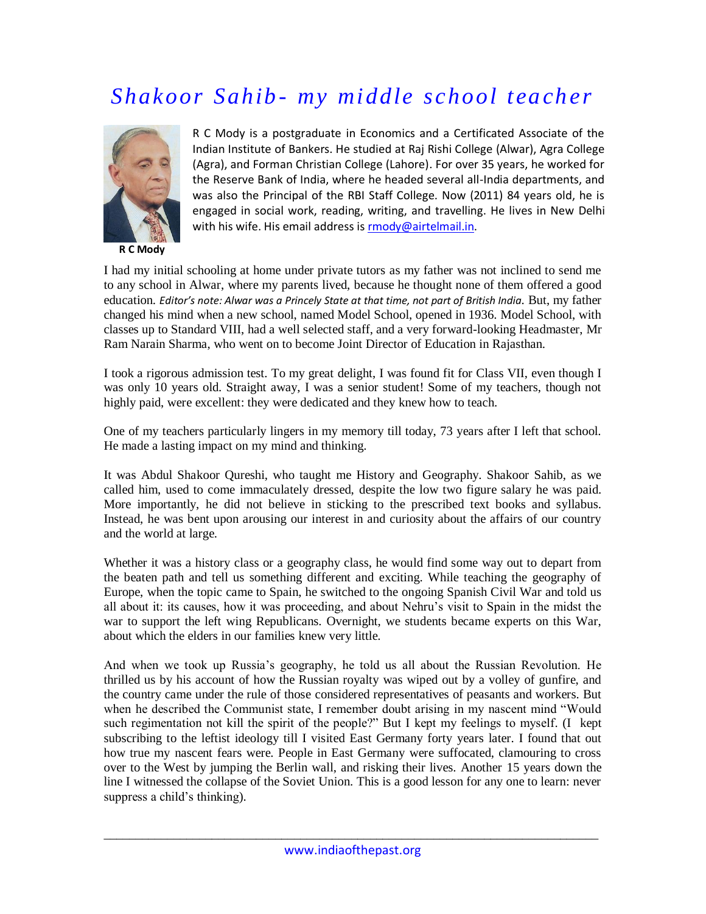# Shakoor Sahib- my middle school teacher

R C Mody

R C Mody is a postgraduate in Economics and a Certificated Associate of the Indian Institute of Bankers. He studied at Raj Rishi College (Alwar), Agra College (Agra), and Forman Christian College (Lahore). For over 35 years, he worked for the Reserve Bank of India, where he headed several all-India departments, and was also the Principal of the RBI Staff College. Now (2011) 84 years old, he is engaged in social work, reading, writing, and travelling. He lives in New Delhi with his wife. His email address is rmody@airtelmail.in.

I had my initial schooling at home under private tutors as my father was not inclined to send me to any school in Alwar, where my parents lived, because he thought none of them offered a good education. *Editor's note: Alwar was a Princely State at that time, not part of British India.* But, my father changed his mind when a new school, named Model School, opened in 1936. Model School, with classes up to Standard VIII, had a well selected staff, and a very forward-looking Headmaster, Mr Ram Narain Sharma, who went on to become Joint Director of Education in Rajasthan.

I took a rigorous admission test. To my great delight, I was found fit for Class VII, even though I was only 10 years old. Straight away, I was a senior student! Some of my teachers, though not highly paid, were excellent: they were dedicated and they knew how to teach.

One of my teachers particularly lingers in my memory till today, 73 years after I left that school. He made a lasting impact on my mind and thinking.

It was Abdul Shakoor Qureshi, who taught me History and Geography. Shakoor Sahib, as we called him, used to come immaculately dressed, despite the low two figure salary he was paid. More importantly, he did not believe in sticking to the prescribed text books and syllabus. Instead, he was bent upon arousing our interest in and curiosity about the affairs of our country and the world at large.

Whether it was a history class or a geography class, he would find some way out to depart from the beaten path and tell us something different and exciting. While teaching the geography of Europe, when the topic came to Spain, he switched to the ongoing Spanish Civil War and told us all about it: its causes, how it was proceeding, and about Nehru's visit to Spain in the midst the war to support the left wing Republicans. Overnight, we students became experts on this War, about which the elders in our families knew very little.

And when we took up Russia's geography, he told us all about the Russian Revolution. He thrilled us by his account of how the Russian royalty was wiped out by a volley of gunfire, and the country came under the rule of those considered representatives of peasants and workers. But when he described the Communist state, I remember doubt arising in my nascent mind "Would such regimentation not kill the spirit of the people?" But I kept my feelings to myself. (I kept subscribing to the leftist ideology till I visited East Germany forty years later. I found that out how true my nascent fears were. People in East Germany were suffocated, clamouring to cross over to the West by jumping the Berlin wall, and risking their lives. Another 15 years down the line I witnessed the collapse of the Soviet Union. This is a good lesson for any one to learn: never suppress a child's thinking).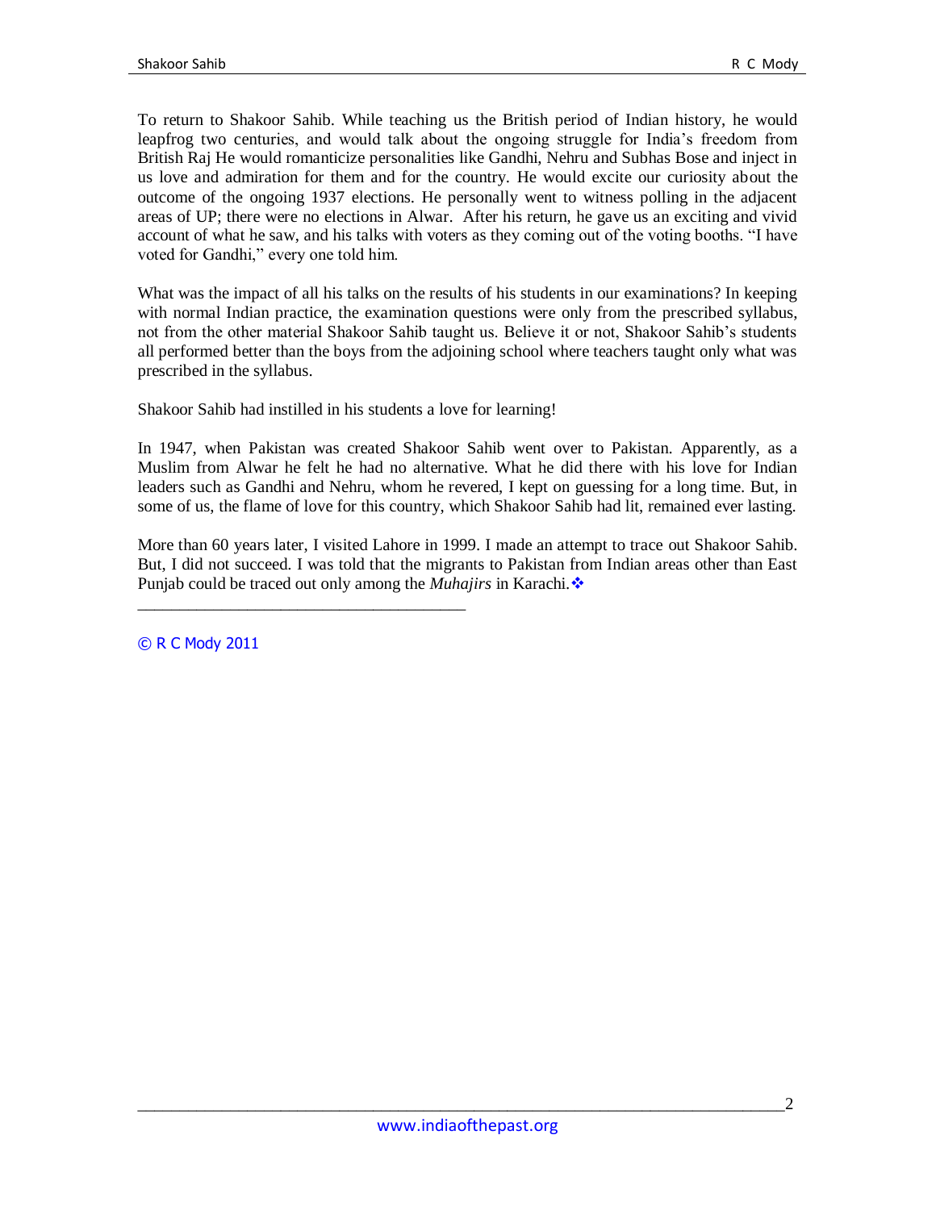To return to Shakoor Sahib. While teaching us the British period of Indian history, he would leapfrog two centuries, and would talk about the ongoing struggle for India's freedom from British Raj He would romanticize personalities like Gandhi, Nehru and Subhas Bose and inject in us love and admiration for them and for the country. He would excite our curiosity about the outcome of the ongoing 1937 elections. He personally went to witness polling in the adjacent areas of UP; there were no elections in Alwar. After his return, he gave us an exciting and vivid account of what he saw, and his talks with voters as they coming out of the voting booths. "I have voted for Gandhi," every one told him.

What was the impact of all his talks on the results of his students in our examinations? In keeping with normal Indian practice, the examination questions were only from the prescribed syllabus, not from the other material Shakoor Sahib taught us. Believe it or not, Shakoor Sahib's students all performed better than the boys from the adjoining school where teachers taught only what was prescribed in the syllabus.

Shakoor Sahib had instilled in his students a love for learning!

In 1947, when Pakistan was created Shakoor Sahib went over to Pakistan. Apparently, as a Muslim from Alwar he felt he had no alternative. What he did there with his love for Indian leaders such as Gandhi and Nehru, whom he revered, I kept on guessing for a long time. But, in some of us, the flame of love for this country, which Shakoor Sahib had lit, remained ever lasting.

More than 60 years later, I visited Lahore in 1999. I made an attempt to trace out Shakoor Sahib. But, I did not succeed. I was told that the migrants to Pakistan from Indian areas other than East Punjab could be traced out only among the *Muhajirs* in Karachi.❖

---

© R C Mody 2011